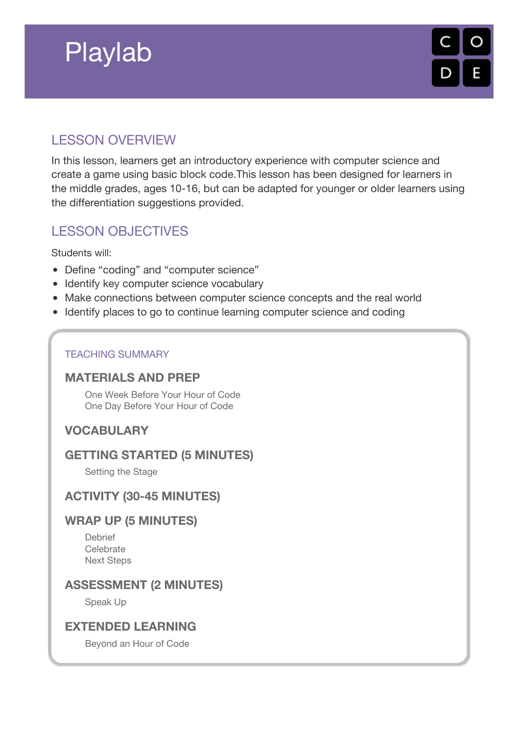# Playlab

## LESSON OVERVIEW

In this lesson, learners get an introductory experience with computer science and create a game using basic block code.This lesson has been designed for learners in the middle grades, ages 10-16, but can be adapted for younger or older learners using the differentiation suggestions provided.

## LESSON OBJECTIVES

Students will:

- Define "coding" and "computer science"
- Identify key computer science vocabulary
- Make connections between computer science concepts and the real world
- Identify places to go to continue learning computer science and coding

TEACHING SUMMARY

### MATERIALS AND PREP

One Week Before Your Hour of Code
One Day Before Your Hour of Code

### VOCABULARY

### GETTING STARTED (5 MINUTES)

Setting the Stage

### ACTIVITY (30-45 MINUTES)

### WRAP UP (5 MINUTES)

Debrief
Celebrate
Next Steps

### ASSESSMENT (2 MINUTES)

Speak Up

### EXTENDED LEARNING

Beyond an Hour of Code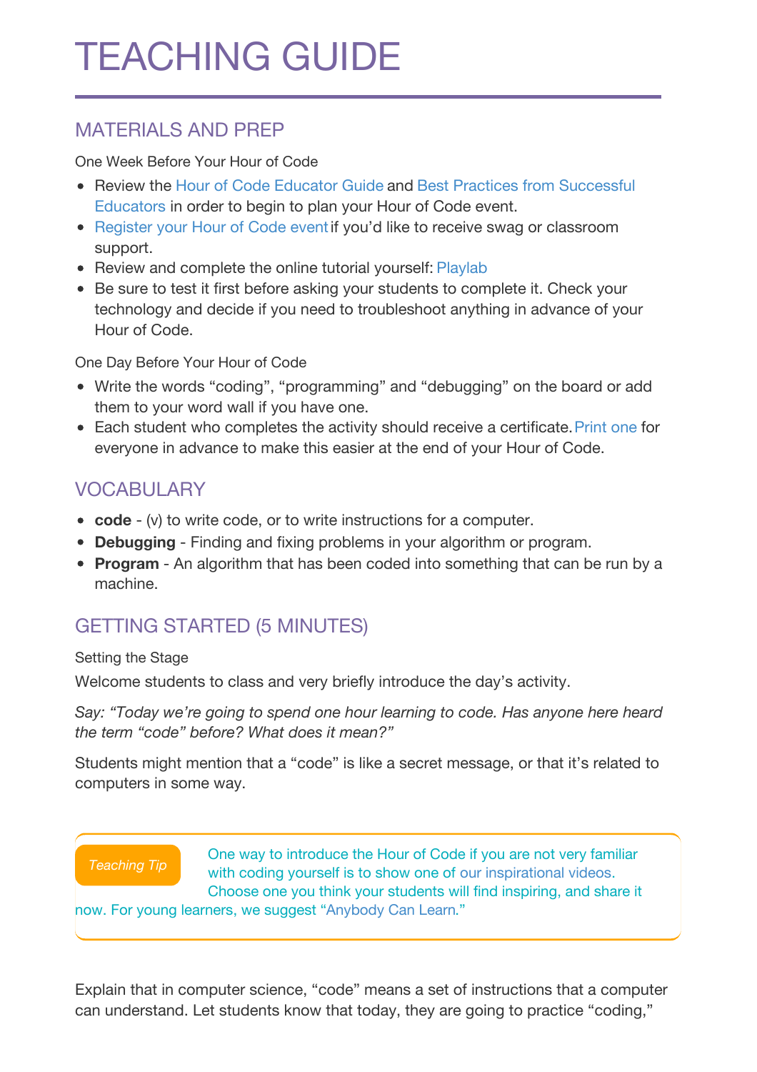# TEACHING GUIDE

## MATERIALS AND PREP

One Week Before Your Hour of Code

- Review the Hour of Code Educator Guide and Best Practices from Successful Educators in order to begin to plan your Hour of Code event.
- Register your Hour of Code event if you'd like to receive swag or classroom support.
- Review and complete the online tutorial yourself: Playlab
- Be sure to test it first before asking your students to complete it. Check your technology and decide if you need to troubleshoot anything in advance of your Hour of Code.

One Day Before Your Hour of Code

- Write the words "coding", "programming" and "debugging" on the board or add them to your word wall if you have one.
- Each student who completes the activity should receive a certificate. Print one for everyone in advance to make this easier at the end of your Hour of Code.

## VOCABULARY

- **code** - (v) to write code, or to write instructions for a computer.
- **Debugging** - Finding and fixing problems in your algorithm or program.
- **Program** - An algorithm that has been coded into something that can be run by a machine.

## GETTING STARTED (5 MINUTES)

Setting the Stage

Welcome students to class and very briefly introduce the day's activity.

*Say: "Today we're going to spend one hour learning to code. Has anyone here heard the term "code" before? What does it mean?"*

Students might mention that a "code" is like a secret message, or that it's related to computers in some way.

> *Teaching Tip*
>
> One way to introduce the Hour of Code if you are not very familiar with coding yourself is to show one of our inspirational videos. Choose one you think your students will find inspiring, and share it now. For young learners, we suggest "Anybody Can Learn."

Explain that in computer science, "code" means a set of instructions that a computer can understand. Let students know that today, they are going to practice "coding,"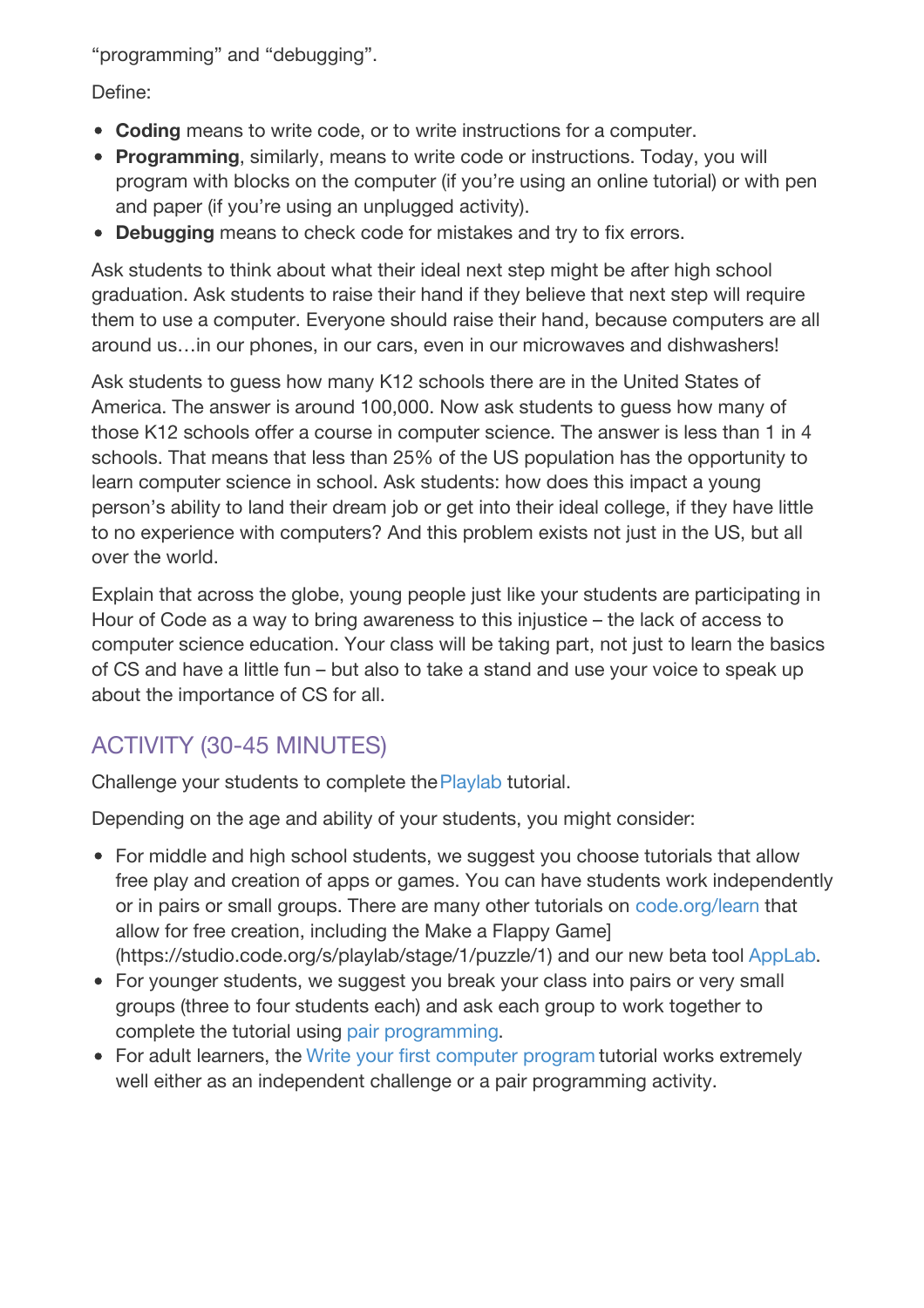"programming" and "debugging".

Define:

- **Coding** means to write code, or to write instructions for a computer.
- **Programming**, similarly, means to write code or instructions. Today, you will program with blocks on the computer (if you're using an online tutorial) or with pen and paper (if you're using an unplugged activity).
- **Debugging** means to check code for mistakes and try to fix errors.

Ask students to think about what their ideal next step might be after high school graduation. Ask students to raise their hand if they believe that next step will require them to use a computer. Everyone should raise their hand, because computers are all around us…in our phones, in our cars, even in our microwaves and dishwashers!

Ask students to guess how many K12 schools there are in the United States of America. The answer is around 100,000. Now ask students to guess how many of those K12 schools offer a course in computer science. The answer is less than 1 in 4 schools. That means that less than 25% of the US population has the opportunity to learn computer science in school. Ask students: how does this impact a young person's ability to land their dream job or get into their ideal college, if they have little to no experience with computers? And this problem exists not just in the US, but all over the world.

Explain that across the globe, young people just like your students are participating in Hour of Code as a way to bring awareness to this injustice – the lack of access to computer science education. Your class will be taking part, not just to learn the basics of CS and have a little fun – but also to take a stand and use your voice to speak up about the importance of CS for all.

## ACTIVITY (30-45 MINUTES)

Challenge your students to complete the Playlab tutorial.

Depending on the age and ability of your students, you might consider:

- For middle and high school students, we suggest you choose tutorials that allow free play and creation of apps or games. You can have students work independently or in pairs or small groups. There are many other tutorials on code.org/learn that allow for free creation, including the Make a Flappy Game] (https://studio.code.org/s/playlab/stage/1/puzzle/1) and our new beta tool AppLab.
- For younger students, we suggest you break your class into pairs or very small groups (three to four students each) and ask each group to work together to complete the tutorial using pair programming.
- For adult learners, the Write your first computer program tutorial works extremely well either as an independent challenge or a pair programming activity.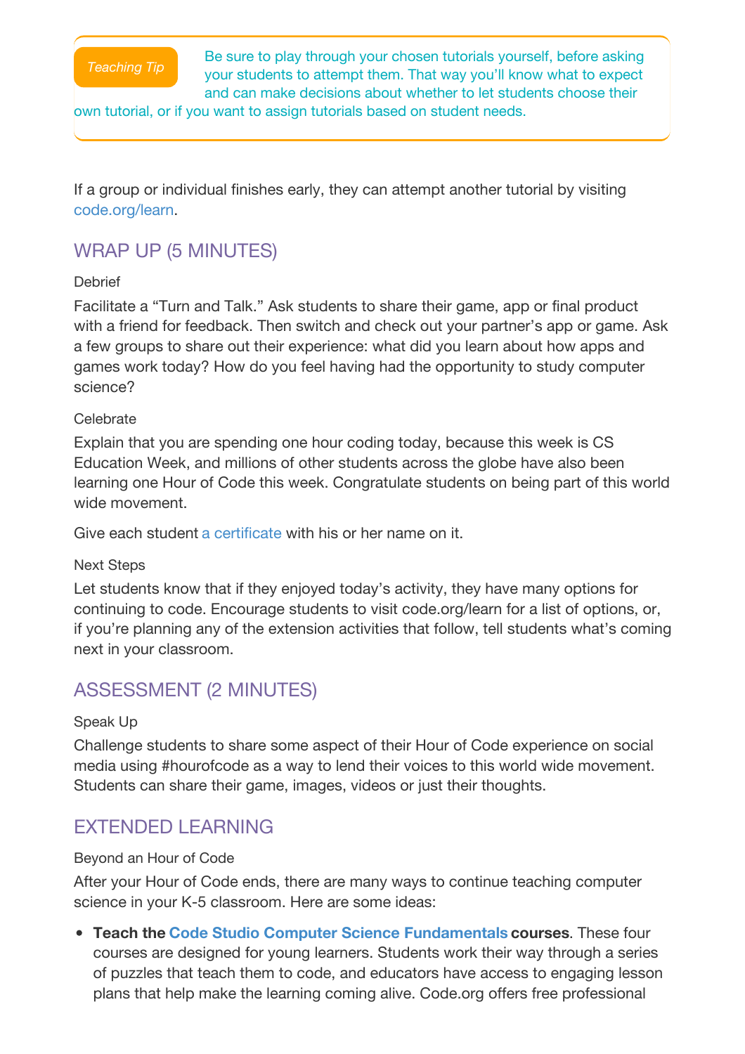> *Teaching Tip* Be sure to play through your chosen tutorials yourself, before asking your students to attempt them. That way you'll know what to expect and can make decisions about whether to let students choose their own tutorial, or if you want to assign tutorials based on student needs.

If a group or individual finishes early, they can attempt another tutorial by visiting code.org/learn.

## WRAP UP (5 MINUTES)

Debrief

Facilitate a "Turn and Talk." Ask students to share their game, app or final product with a friend for feedback. Then switch and check out your partner's app or game. Ask a few groups to share out their experience: what did you learn about how apps and games work today? How do you feel having had the opportunity to study computer science?

Celebrate

Explain that you are spending one hour coding today, because this week is CS Education Week, and millions of other students across the globe have also been learning one Hour of Code this week. Congratulate students on being part of this world wide movement.

Give each student a certificate with his or her name on it.

Next Steps

Let students know that if they enjoyed today's activity, they have many options for continuing to code. Encourage students to visit code.org/learn for a list of options, or, if you're planning any of the extension activities that follow, tell students what's coming next in your classroom.

## ASSESSMENT (2 MINUTES)

Speak Up

Challenge students to share some aspect of their Hour of Code experience on social media using #hourofcode as a way to lend their voices to this world wide movement. Students can share their game, images, videos or just their thoughts.

## EXTENDED LEARNING

Beyond an Hour of Code

After your Hour of Code ends, there are many ways to continue teaching computer science in your K-5 classroom. Here are some ideas:

- **Teach the Code Studio Computer Science Fundamentals courses**. These four courses are designed for young learners. Students work their way through a series of puzzles that teach them to code, and educators have access to engaging lesson plans that help make the learning coming alive. Code.org offers free professional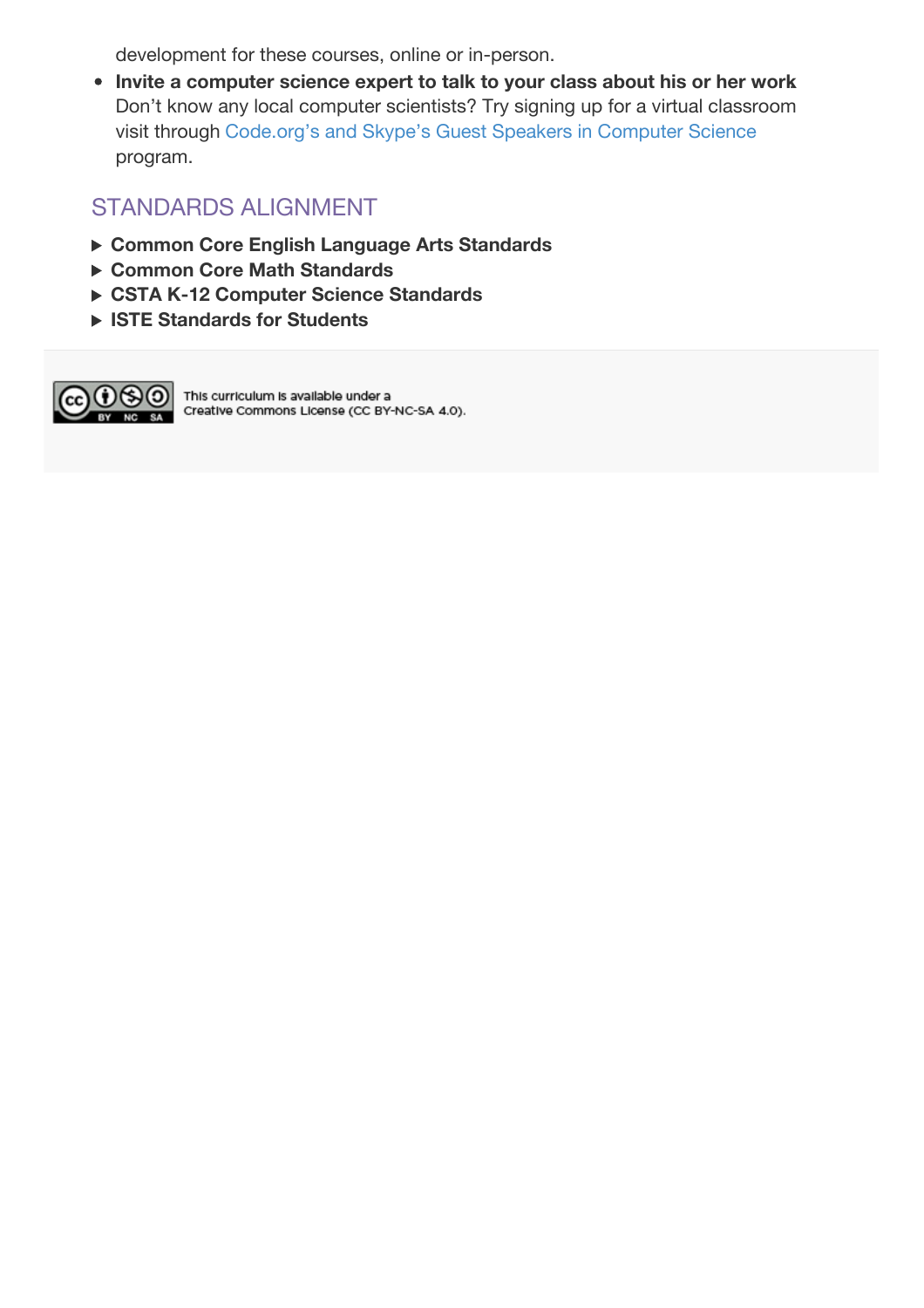development for these courses, online or in-person.

- **Invite a computer science expert to talk to your class about his or her work** Don't know any local computer scientists? Try signing up for a virtual classroom visit through Code.org's and Skype's Guest Speakers in Computer Science program.

## STANDARDS ALIGNMENT

- ▶ **Common Core English Language Arts Standards**
- ▶ **Common Core Math Standards**
- ▶ **CSTA K-12 Computer Science Standards**
- ▶ **ISTE Standards for Students**

This curriculum is available under a Creative Commons License (CC BY-NC-SA 4.0).